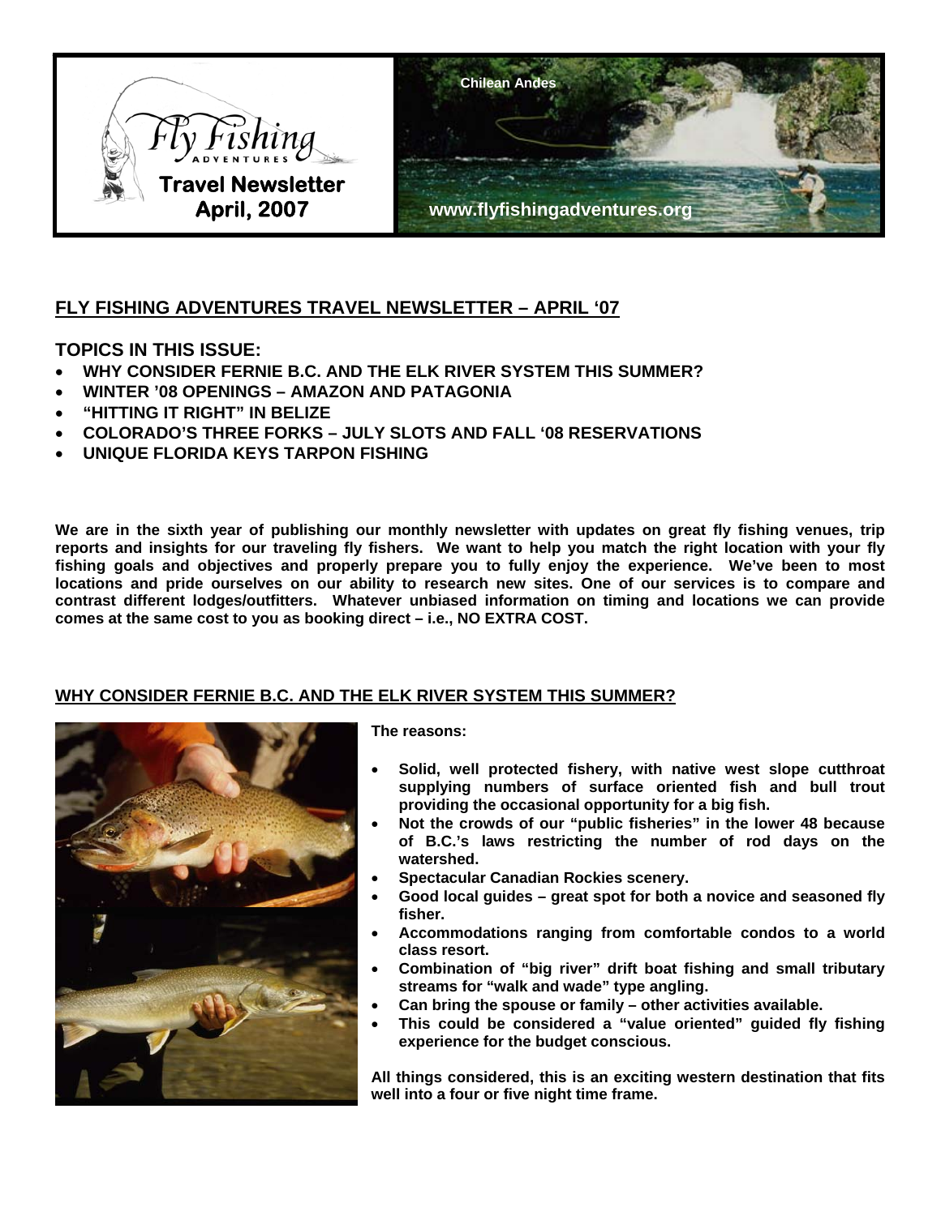Fly Fishing ADVENTURES

**Travel Newsletter**
**April, 2007**

Chilean Andes

www.flyfishingadventures.org

## FLY FISHING ADVENTURES TRAVEL NEWSLETTER – APRIL '07

### TOPICS IN THIS ISSUE:

- **WHY CONSIDER FERNIE B.C. AND THE ELK RIVER SYSTEM THIS SUMMER?**
- **WINTER '08 OPENINGS – AMAZON AND PATAGONIA**
- **"HITTING IT RIGHT" IN BELIZE**
- **COLORADO'S THREE FORKS – JULY SLOTS AND FALL '08 RESERVATIONS**
- **UNIQUE FLORIDA KEYS TARPON FISHING**

**We are in the sixth year of publishing our monthly newsletter with updates on great fly fishing venues, trip reports and insights for our traveling fly fishers. We want to help you match the right location with your fly fishing goals and objectives and properly prepare you to fully enjoy the experience. We've been to most locations and pride ourselves on our ability to research new sites. One of our services is to compare and contrast different lodges/outfitters. Whatever unbiased information on timing and locations we can provide comes at the same cost to you as booking direct – i.e., NO EXTRA COST.**

## WHY CONSIDER FERNIE B.C. AND THE ELK RIVER SYSTEM THIS SUMMER?

**The reasons:**

- **Solid, well protected fishery, with native west slope cutthroat supplying numbers of surface oriented fish and bull trout providing the occasional opportunity for a big fish.**
- **Not the crowds of our "public fisheries" in the lower 48 because of B.C.'s laws restricting the number of rod days on the watershed.**
- **Spectacular Canadian Rockies scenery.**
- **Good local guides – great spot for both a novice and seasoned fly fisher.**
- **Accommodations ranging from comfortable condos to a world class resort.**
- **Combination of "big river" drift boat fishing and small tributary streams for "walk and wade" type angling.**
- **Can bring the spouse or family – other activities available.**
- **This could be considered a "value oriented" guided fly fishing experience for the budget conscious.**

**All things considered, this is an exciting western destination that fits well into a four or five night time frame.**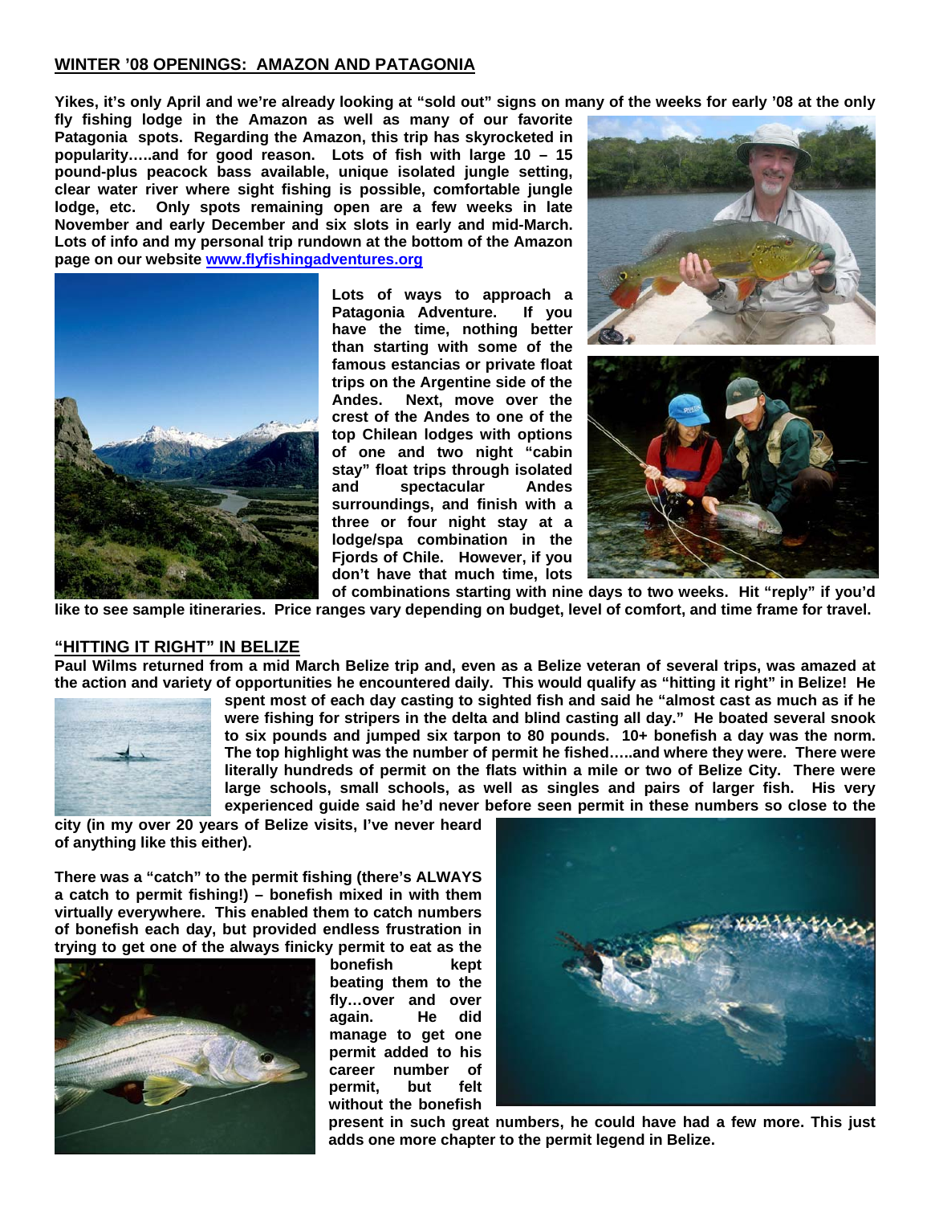## WINTER '08 OPENINGS: AMAZON AND PATAGONIA

**Yikes, it's only April and we're already looking at "sold out" signs on many of the weeks for early '08 at the only fly fishing lodge in the Amazon as well as many of our favorite Patagonia spots. Regarding the Amazon, this trip has skyrocketed in popularity…..and for good reason. Lots of fish with large 10 – 15 pound-plus peacock bass available, unique isolated jungle setting, clear water river where sight fishing is possible, comfortable jungle lodge, etc. Only spots remaining open are a few weeks in late November and early December and six slots in early and mid-March. Lots of info and my personal trip rundown at the bottom of the Amazon page on our website [www.flyfishingadventures.org](http://www.flyfishingadventures.org)**

**Lots of ways to approach a Patagonia Adventure. If you have the time, nothing better than starting with some of the famous estancias or private float trips on the Argentine side of the Andes. Next, move over the crest of the Andes to one of the top Chilean lodges with options of one and two night "cabin stay" float trips through isolated and spectacular Andes surroundings, and finish with a three or four night stay at a lodge/spa combination in the Fjords of Chile. However, if you don't have that much time, lots of combinations starting with nine days to two weeks. Hit "reply" if you'd like to see sample itineraries. Price ranges vary depending on budget, level of comfort, and time frame for travel.**

## "HITTING IT RIGHT" IN BELIZE

**Paul Wilms returned from a mid March Belize trip and, even as a Belize veteran of several trips, was amazed at the action and variety of opportunities he encountered daily. This would qualify as "hitting it right" in Belize! He spent most of each day casting to sighted fish and said he "almost cast as much as if he were fishing for stripers in the delta and blind casting all day." He boated several snook to six pounds and jumped six tarpon to 80 pounds. 10+ bonefish a day was the norm. The top highlight was the number of permit he fished…..and where they were. There were literally hundreds of permit on the flats within a mile or two of Belize City. There were large schools, small schools, as well as singles and pairs of larger fish. His very experienced guide said he'd never before seen permit in these numbers so close to the city (in my over 20 years of Belize visits, I've never heard of anything like this either).**

**There was a "catch" to the permit fishing (there's ALWAYS a catch to permit fishing!) – bonefish mixed in with them virtually everywhere. This enabled them to catch numbers of bonefish each day, but provided endless frustration in trying to get one of the always finicky permit to eat as the bonefish kept beating them to the fly…over and over again. He did manage to get one permit added to his career number of permit, but felt without the bonefish present in such great numbers, he could have had a few more. This just adds one more chapter to the permit legend in Belize.**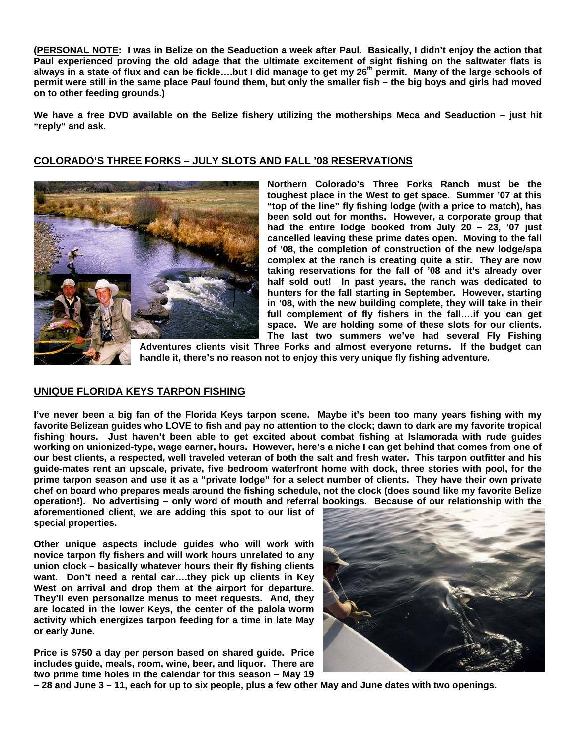**(PERSONAL NOTE: I was in Belize on the Seaduction a week after Paul. Basically, I didn't enjoy the action that Paul experienced proving the old adage that the ultimate excitement of sight fishing on the saltwater flats is always in a state of flux and can be fickle….but I did manage to get my 26th permit. Many of the large schools of permit were still in the same place Paul found them, but only the smaller fish – the big boys and girls had moved on to other feeding grounds.)**

**We have a free DVD available on the Belize fishery utilizing the motherships Meca and Seaduction – just hit "reply" and ask.**

## COLORADO'S THREE FORKS – JULY SLOTS AND FALL '08 RESERVATIONS

**Northern Colorado's Three Forks Ranch must be the toughest place in the West to get space. Summer '07 at this "top of the line" fly fishing lodge (with a price to match), has been sold out for months. However, a corporate group that had the entire lodge booked from July 20 – 23, '07 just cancelled leaving these prime dates open. Moving to the fall of '08, the completion of construction of the new lodge/spa complex at the ranch is creating quite a stir. They are now taking reservations for the fall of '08 and it's already over half sold out! In past years, the ranch was dedicated to hunters for the fall starting in September. However, starting in '08, with the new building complete, they will take in their full complement of fly fishers in the fall….if you can get space. We are holding some of these slots for our clients. The last two summers we've had several Fly Fishing Adventures clients visit Three Forks and almost everyone returns. If the budget can handle it, there's no reason not to enjoy this very unique fly fishing adventure.**

## UNIQUE FLORIDA KEYS TARPON FISHING

**I've never been a big fan of the Florida Keys tarpon scene. Maybe it's been too many years fishing with my favorite Belizean guides who LOVE to fish and pay no attention to the clock; dawn to dark are my favorite tropical fishing hours. Just haven't been able to get excited about combat fishing at Islamorada with rude guides working on unionized-type, wage earner, hours. However, here's a niche I can get behind that comes from one of our best clients, a respected, well traveled veteran of both the salt and fresh water. This tarpon outfitter and his guide-mates rent an upscale, private, five bedroom waterfront home with dock, three stories with pool, for the prime tarpon season and use it as a "private lodge" for a select number of clients. They have their own private chef on board who prepares meals around the fishing schedule, not the clock (does sound like my favorite Belize operation!). No advertising – only word of mouth and referral bookings. Because of our relationship with the aforementioned client, we are adding this spot to our list of special properties.**

**Other unique aspects include guides who will work with novice tarpon fly fishers and will work hours unrelated to any union clock – basically whatever hours their fly fishing clients want. Don't need a rental car….they pick up clients in Key West on arrival and drop them at the airport for departure. They'll even personalize menus to meet requests. And, they are located in the lower Keys, the center of the palola worm activity which energizes tarpon feeding for a time in late May or early June.**

**Price is $750 a day per person based on shared guide. Price includes guide, meals, room, wine, beer, and liquor. There are two prime time holes in the calendar for this season – May 19 – 28 and June 3 – 11, each for up to six people, plus a few other May and June dates with two openings.**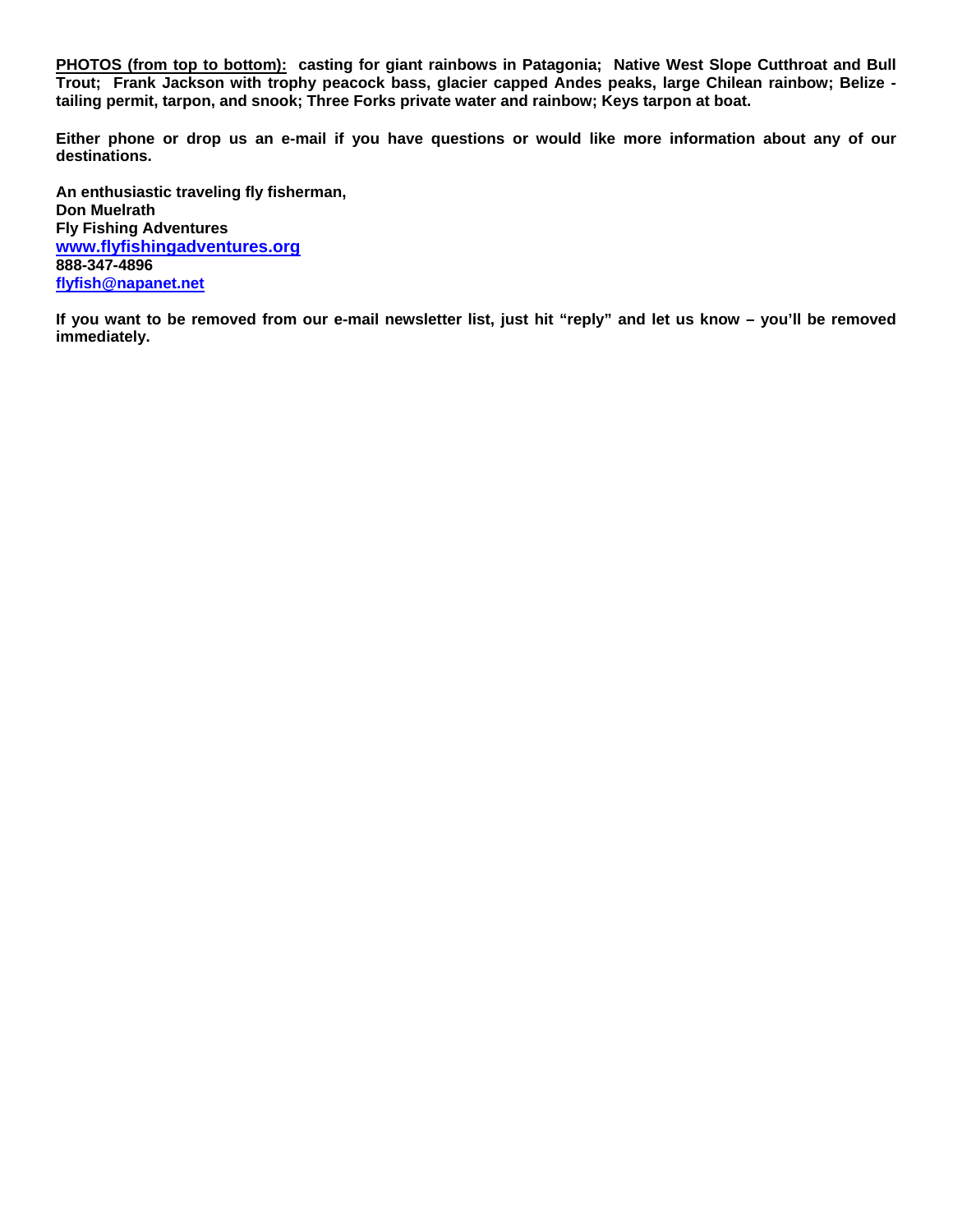**<u>PHOTOS (from top to bottom):</u> casting for giant rainbows in Patagonia; Native West Slope Cutthroat and Bull Trout; Frank Jackson with trophy peacock bass, glacier capped Andes peaks, large Chilean rainbow; Belize - tailing permit, tarpon, and snook; Three Forks private water and rainbow; Keys tarpon at boat.**

**Either phone or drop us an e-mail if you have questions or would like more information about any of our destinations.**

**An enthusiastic traveling fly fisherman,**
**Don Muelrath**
**Fly Fishing Adventures**
**[www.flyfishingadventures.org](http://www.flyfishingadventures.org)**
**888-347-4896**
**[flyfish@napanet.net](mailto:flyfish@napanet.net)**

**If you want to be removed from our e-mail newsletter list, just hit "reply" and let us know – you'll be removed immediately.**